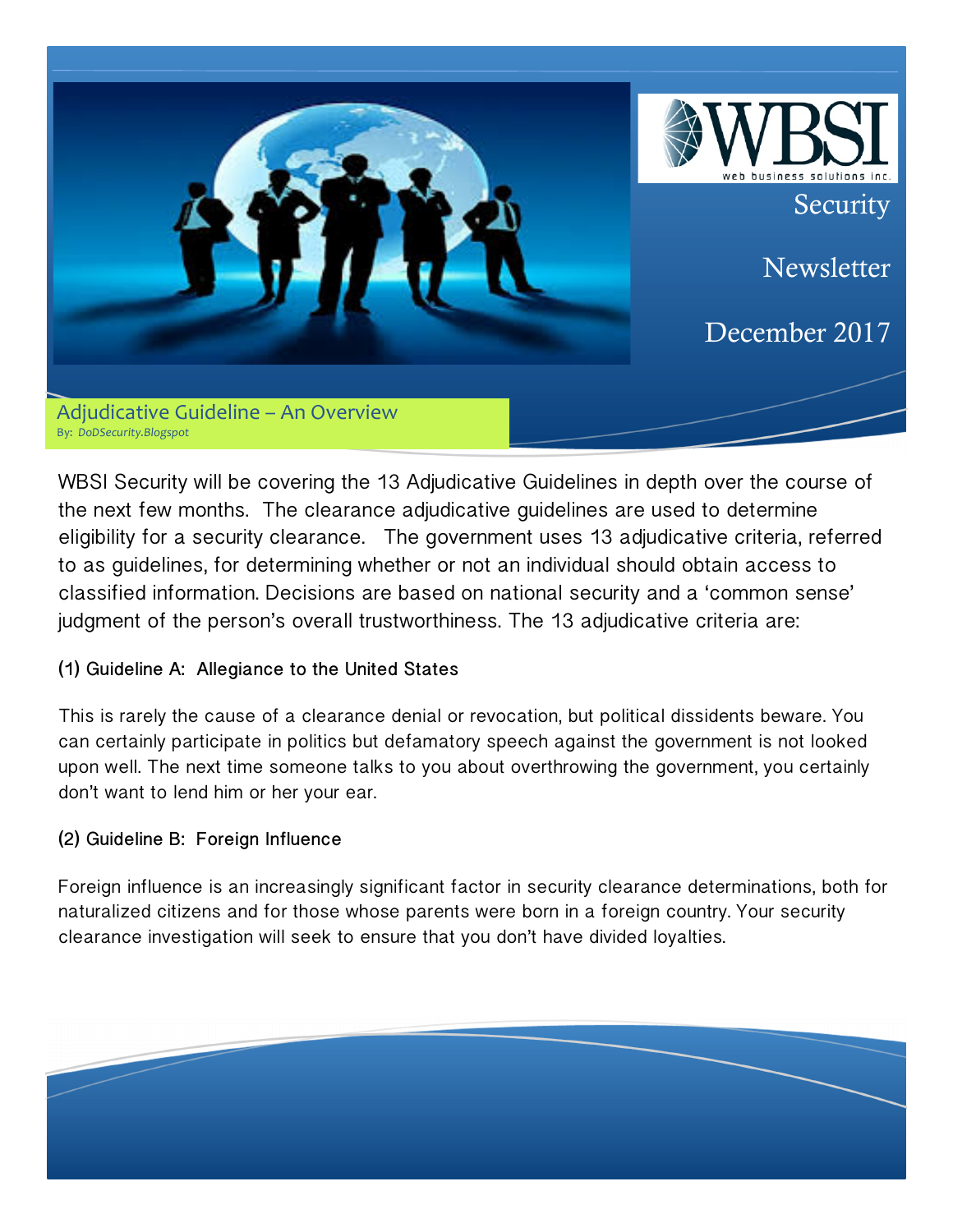WBSI

web business solutions inc.

Security

Newsletter

December 2017

## Adjudicative Guideline – An Overview

By: *DoDSecurity.Blogspot*

WBSI Security will be covering the 13 Adjudicative Guidelines in depth over the course of the next few months. The clearance adjudicative guidelines are used to determine eligibility for a security clearance. The government uses 13 adjudicative criteria, referred to as guidelines, for determining whether or not an individual should obtain access to classified information. Decisions are based on national security and a 'common sense' judgment of the person's overall trustworthiness. The 13 adjudicative criteria are:

### (1) Guideline A: Allegiance to the United States

This is rarely the cause of a clearance denial or revocation, but political dissidents beware. You can certainly participate in politics but defamatory speech against the government is not looked upon well. The next time someone talks to you about overthrowing the government, you certainly don't want to lend him or her your ear.

### (2) Guideline B: Foreign Influence

Foreign influence is an increasingly significant factor in security clearance determinations, both for naturalized citizens and for those whose parents were born in a foreign country. Your security clearance investigation will seek to ensure that you don't have divided loyalties.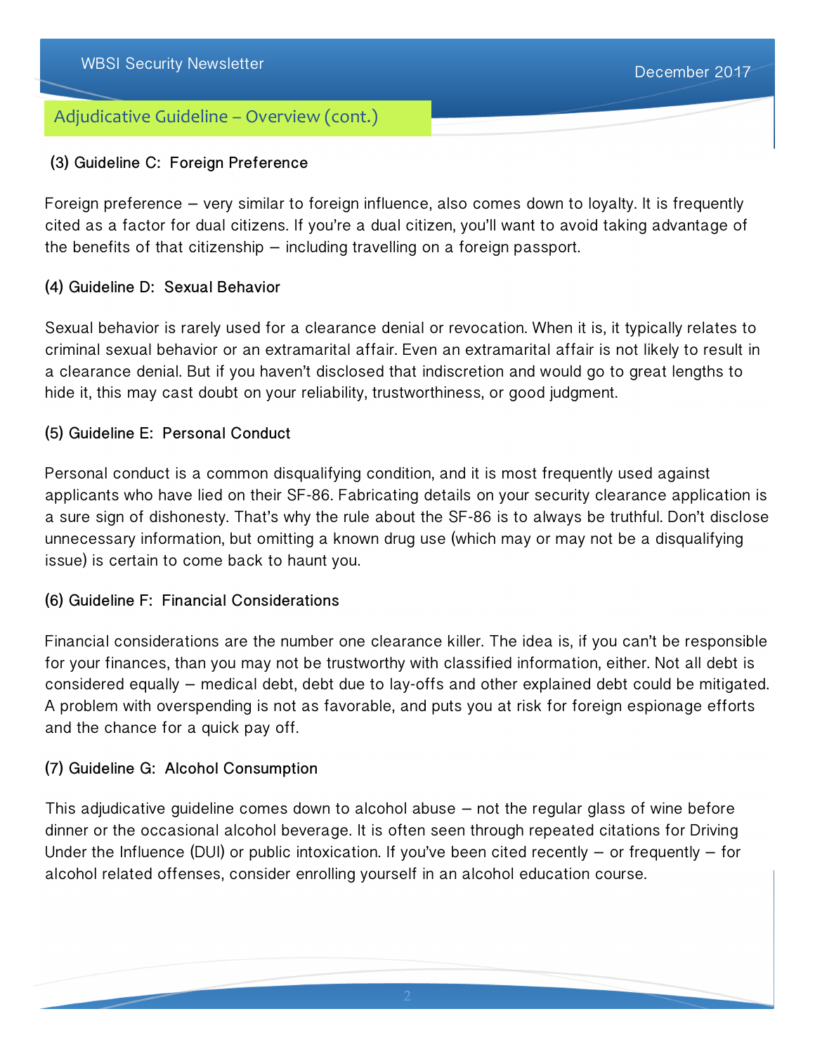## Adjudicative Guideline – Overview (cont.)

### (3) Guideline C: Foreign Preference

Foreign preference – very similar to foreign influence, also comes down to loyalty. It is frequently cited as a factor for dual citizens. If you're a dual citizen, you'll want to avoid taking advantage of the benefits of that citizenship – including travelling on a foreign passport.

### (4) Guideline D: Sexual Behavior

Sexual behavior is rarely used for a clearance denial or revocation. When it is, it typically relates to criminal sexual behavior or an extramarital affair. Even an extramarital affair is not likely to result in a clearance denial. But if you haven't disclosed that indiscretion and would go to great lengths to hide it, this may cast doubt on your reliability, trustworthiness, or good judgment.

### (5) Guideline E: Personal Conduct

Personal conduct is a common disqualifying condition, and it is most frequently used against applicants who have lied on their SF-86. Fabricating details on your security clearance application is a sure sign of dishonesty. That's why the rule about the SF-86 is to always be truthful. Don't disclose unnecessary information, but omitting a known drug use (which may or may not be a disqualifying issue) is certain to come back to haunt you.

### (6) Guideline F: Financial Considerations

Financial considerations are the number one clearance killer. The idea is, if you can't be responsible for your finances, than you may not be trustworthy with classified information, either. Not all debt is considered equally – medical debt, debt due to lay-offs and other explained debt could be mitigated. A problem with overspending is not as favorable, and puts you at risk for foreign espionage efforts and the chance for a quick pay off.

### (7) Guideline G: Alcohol Consumption

This adjudicative guideline comes down to alcohol abuse – not the regular glass of wine before dinner or the occasional alcohol beverage. It is often seen through repeated citations for Driving Under the Influence (DUI) or public intoxication. If you've been cited recently – or frequently – for alcohol related offenses, consider enrolling yourself in an alcohol education course.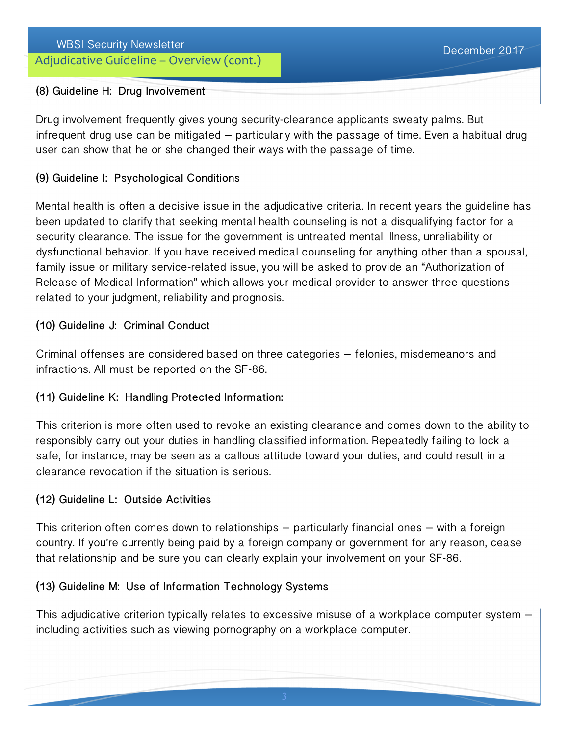## Adjudicative Guideline – Overview (cont.)

### (8) Guideline H: Drug Involvement

Drug involvement frequently gives young security-clearance applicants sweaty palms. But infrequent drug use can be mitigated – particularly with the passage of time. Even a habitual drug user can show that he or she changed their ways with the passage of time.

### (9) Guideline I: Psychological Conditions

Mental health is often a decisive issue in the adjudicative criteria. In recent years the guideline has been updated to clarify that seeking mental health counseling is not a disqualifying factor for a security clearance. The issue for the government is untreated mental illness, unreliability or dysfunctional behavior. If you have received medical counseling for anything other than a spousal, family issue or military service-related issue, you will be asked to provide an "Authorization of Release of Medical Information" which allows your medical provider to answer three questions related to your judgment, reliability and prognosis.

### (10) Guideline J: Criminal Conduct

Criminal offenses are considered based on three categories – felonies, misdemeanors and infractions. All must be reported on the SF-86.

### (11) Guideline K: Handling Protected Information:

This criterion is more often used to revoke an existing clearance and comes down to the ability to responsibly carry out your duties in handling classified information. Repeatedly failing to lock a safe, for instance, may be seen as a callous attitude toward your duties, and could result in a clearance revocation if the situation is serious.

### (12) Guideline L: Outside Activities

This criterion often comes down to relationships – particularly financial ones – with a foreign country. If you're currently being paid by a foreign company or government for any reason, cease that relationship and be sure you can clearly explain your involvement on your SF-86.

### (13) Guideline M: Use of Information Technology Systems

This adjudicative criterion typically relates to excessive misuse of a workplace computer system – including activities such as viewing pornography on a workplace computer.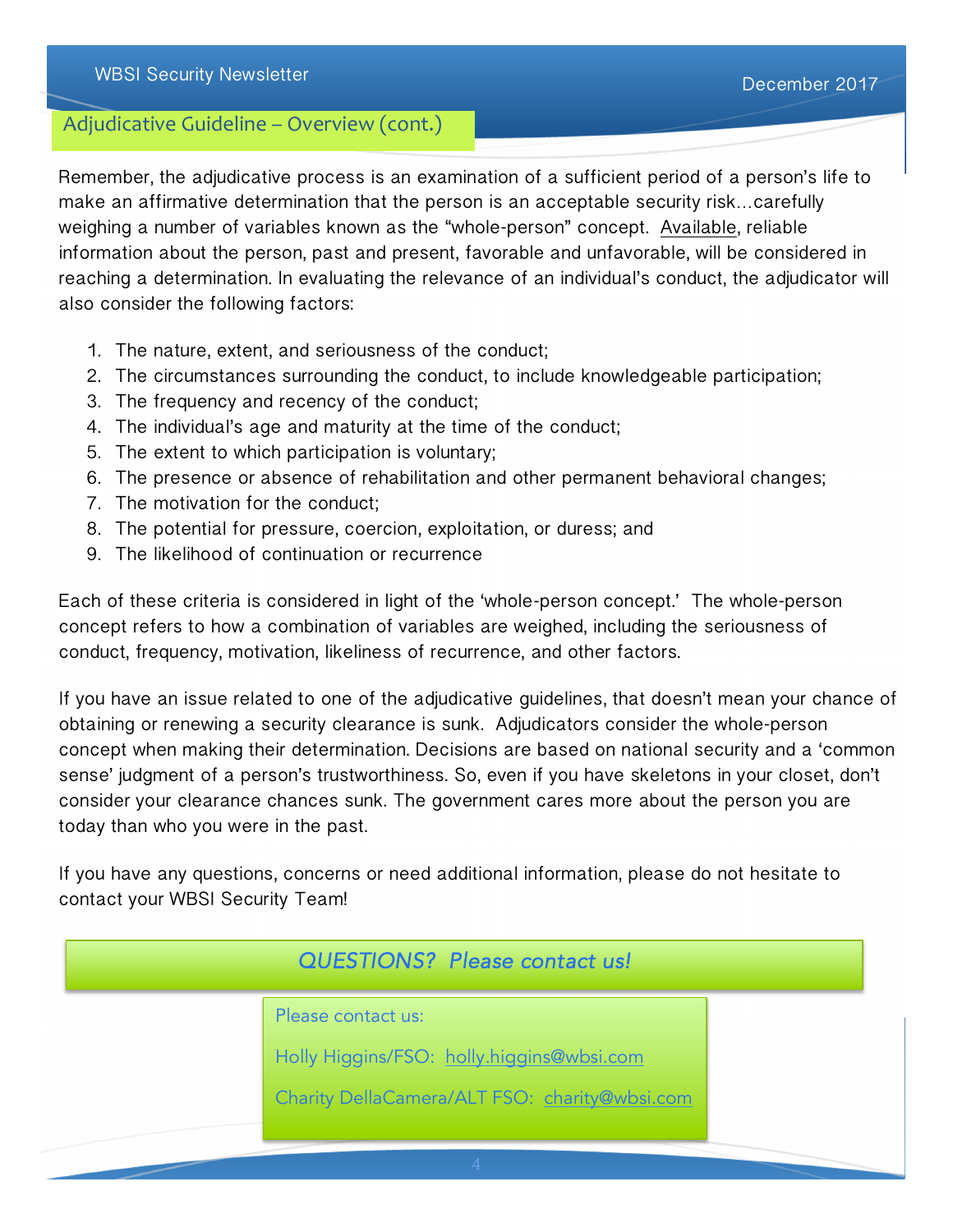## Adjudicative Guideline – Overview (cont.)

Remember, the adjudicative process is an examination of a sufficient period of a person's life to make an affirmative determination that the person is an acceptable security risk…carefully weighing a number of variables known as the "whole-person" concept. Available, reliable information about the person, past and present, favorable and unfavorable, will be considered in reaching a determination. In evaluating the relevance of an individual's conduct, the adjudicator will also consider the following factors:

1. The nature, extent, and seriousness of the conduct;
2. The circumstances surrounding the conduct, to include knowledgeable participation;
3. The frequency and recency of the conduct;
4. The individual's age and maturity at the time of the conduct;
5. The extent to which participation is voluntary;
6. The presence or absence of rehabilitation and other permanent behavioral changes;
7. The motivation for the conduct;
8. The potential for pressure, coercion, exploitation, or duress; and
9. The likelihood of continuation or recurrence

Each of these criteria is considered in light of the 'whole-person concept.' The whole-person concept refers to how a combination of variables are weighed, including the seriousness of conduct, frequency, motivation, likeliness of recurrence, and other factors.

If you have an issue related to one of the adjudicative guidelines, that doesn't mean your chance of obtaining or renewing a security clearance is sunk. Adjudicators consider the whole-person concept when making their determination. Decisions are based on national security and a 'common sense' judgment of a person's trustworthiness. So, even if you have skeletons in your closet, don't consider your clearance chances sunk. The government cares more about the person you are today than who you were in the past.

If you have any questions, concerns or need additional information, please do not hesitate to contact your WBSI Security Team!

*QUESTIONS? Please contact us!*

Please contact us:

Holly Higgins/FSO: holly.higgins@wbsi.com

Charity DellaCamera/ALT FSO: charity@wbsi.com